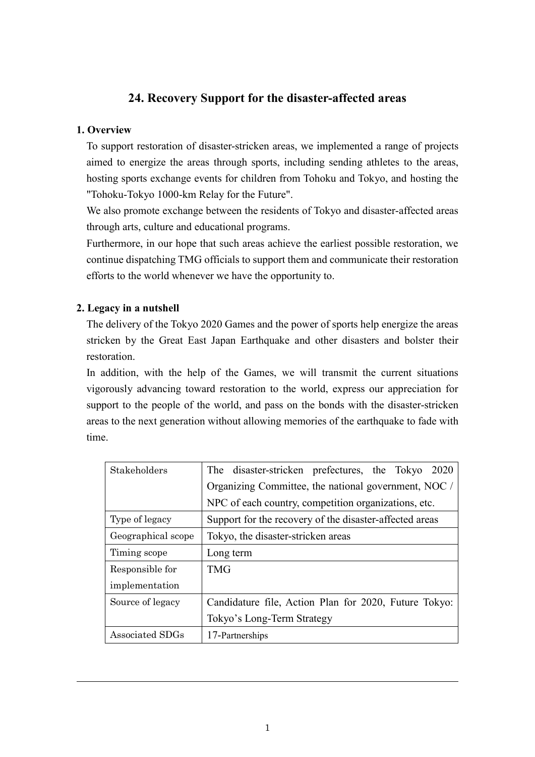# 24. Recovery Support for the disaster-affected areas

## 1. Overview

To support restoration of disaster-stricken areas, we implemented a range of projects aimed to energize the areas through sports, including sending athletes to the areas, hosting sports exchange events for children from Tohoku and Tokyo, and hosting the "Tohoku-Tokyo 1000-km Relay for the Future".

We also promote exchange between the residents of Tokyo and disaster-affected areas through arts, culture and educational programs.

Furthermore, in our hope that such areas achieve the earliest possible restoration, we continue dispatching TMG officials to support them and communicate their restoration efforts to the world whenever we have the opportunity to.

## 2. Legacy in a nutshell

The delivery of the Tokyo 2020 Games and the power of sports help energize the areas stricken by the Great East Japan Earthquake and other disasters and bolster their restoration.

In addition, with the help of the Games, we will transmit the current situations vigorously advancing toward restoration to the world, express our appreciation for support to the people of the world, and pass on the bonds with the disaster-stricken areas to the next generation without allowing memories of the earthquake to fade with time.

| | |
|---|---|
| Stakeholders | The disaster-stricken prefectures, the Tokyo 2020 Organizing Committee, the national government, NOC / NPC of each country, competition organizations, etc. |
| Type of legacy | Support for the recovery of the disaster-affected areas |
| Geographical scope | Tokyo, the disaster-stricken areas |
| Timing scope | Long term |
| Responsible for implementation | TMG |
| Source of legacy | Candidature file, Action Plan for 2020, Future Tokyo: Tokyo's Long-Term Strategy |
| Associated SDGs | 17-Partnerships |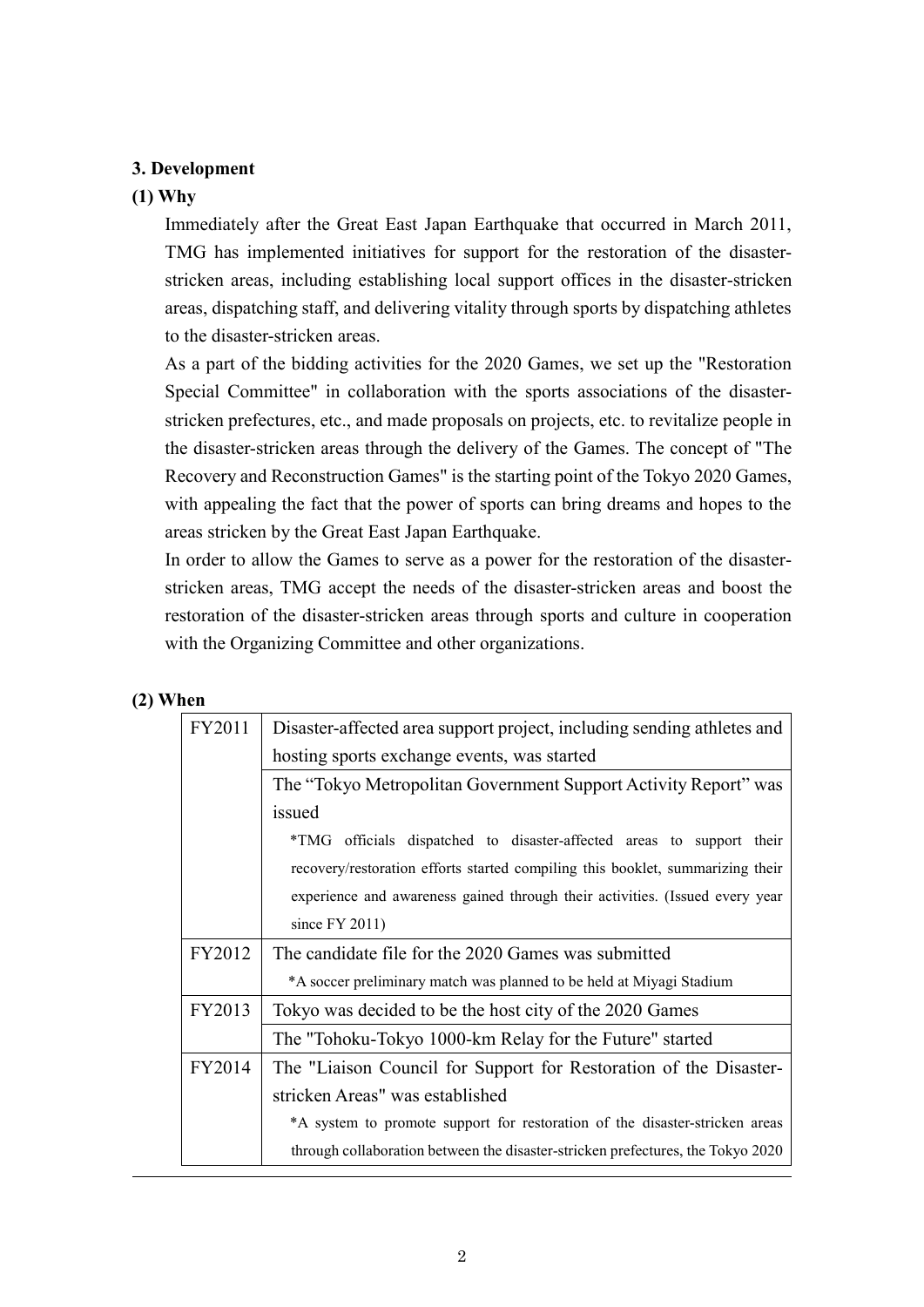### 3. Development

#### (1) Why

Immediately after the Great East Japan Earthquake that occurred in March 2011, TMG has implemented initiatives for support for the restoration of the disaster-stricken areas, including establishing local support offices in the disaster-stricken areas, dispatching staff, and delivering vitality through sports by dispatching athletes to the disaster-stricken areas.

As a part of the bidding activities for the 2020 Games, we set up the "Restoration Special Committee" in collaboration with the sports associations of the disaster-stricken prefectures, etc., and made proposals on projects, etc. to revitalize people in the disaster-stricken areas through the delivery of the Games. The concept of "The Recovery and Reconstruction Games" is the starting point of the Tokyo 2020 Games, with appealing the fact that the power of sports can bring dreams and hopes to the areas stricken by the Great East Japan Earthquake.

In order to allow the Games to serve as a power for the restoration of the disaster-stricken areas, TMG accept the needs of the disaster-stricken areas and boost the restoration of the disaster-stricken areas through sports and culture in cooperation with the Organizing Committee and other organizations.

#### (2) When

| | |
|---|---|
| FY2011 | Disaster-affected area support project, including sending athletes and hosting sports exchange events, was started |
| | The "Tokyo Metropolitan Government Support Activity Report" was issued<br>*TMG officials dispatched to disaster-affected areas to support their recovery/restoration efforts started compiling this booklet, summarizing their experience and awareness gained through their activities. (Issued every year since FY 2011) |
| FY2012 | The candidate file for the 2020 Games was submitted<br>*A soccer preliminary match was planned to be held at Miyagi Stadium |
| FY2013 | Tokyo was decided to be the host city of the 2020 Games |
| | The "Tohoku-Tokyo 1000-km Relay for the Future" started |
| FY2014 | The "Liaison Council for Support for Restoration of the Disaster-stricken Areas" was established<br>*A system to promote support for restoration of the disaster-stricken areas through collaboration between the disaster-stricken prefectures, the Tokyo 2020 |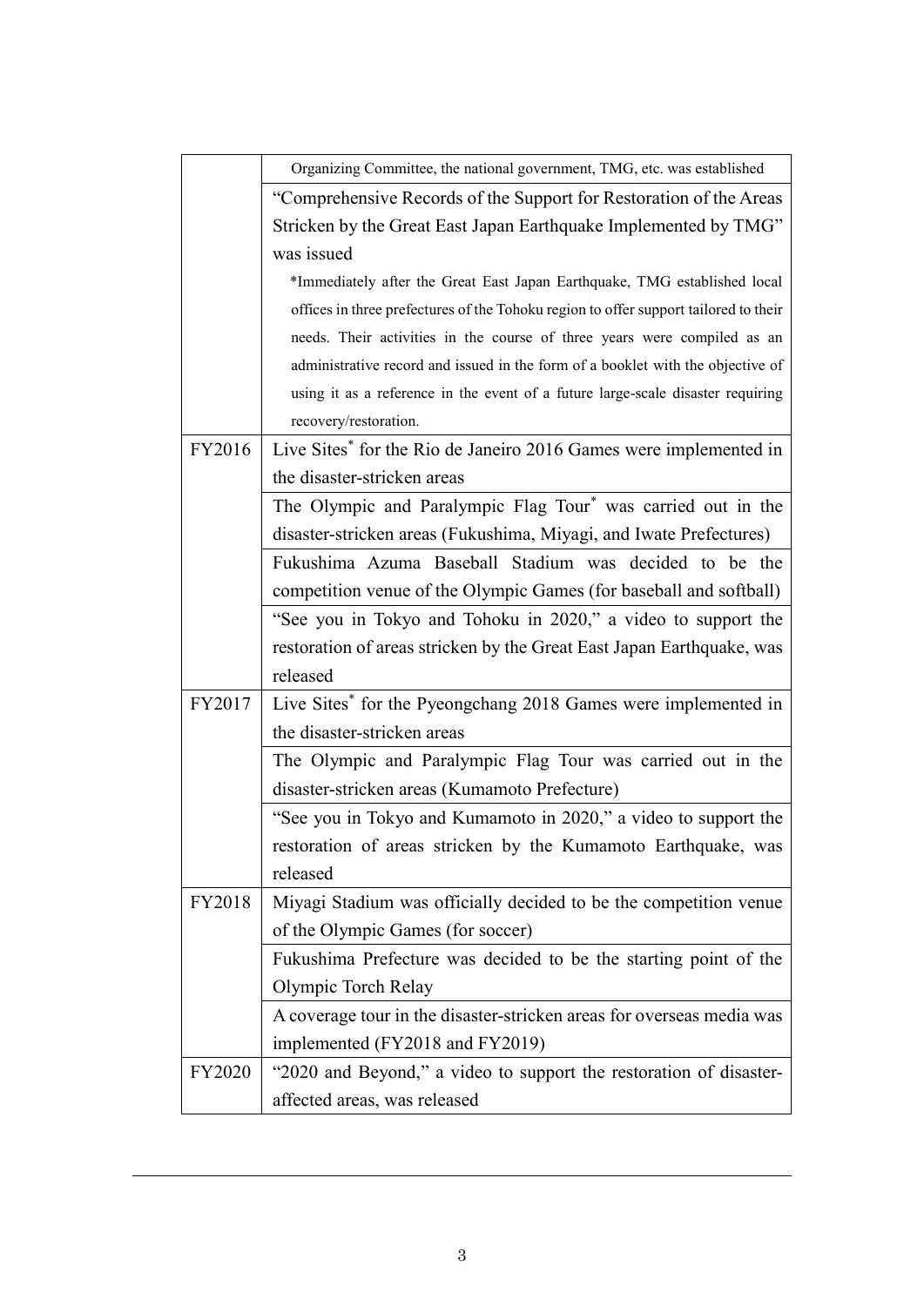| | |
|---|---|
| | Organizing Committee, the national government, TMG, etc. was established |
| | "Comprehensive Records of the Support for Restoration of the Areas Stricken by the Great East Japan Earthquake Implemented by TMG" was issued<br>*Immediately after the Great East Japan Earthquake, TMG established local offices in three prefectures of the Tohoku region to offer support tailored to their needs. Their activities in the course of three years were compiled as an administrative record and issued in the form of a booklet with the objective of using it as a reference in the event of a future large-scale disaster requiring recovery/restoration. |
| FY2016 | Live Sites* for the Rio de Janeiro 2016 Games were implemented in the disaster-stricken areas |
| | The Olympic and Paralympic Flag Tour* was carried out in the disaster-stricken areas (Fukushima, Miyagi, and Iwate Prefectures) |
| | Fukushima Azuma Baseball Stadium was decided to be the competition venue of the Olympic Games (for baseball and softball) |
| | "See you in Tokyo and Tohoku in 2020," a video to support the restoration of areas stricken by the Great East Japan Earthquake, was released |
| FY2017 | Live Sites* for the Pyeongchang 2018 Games were implemented in the disaster-stricken areas |
| | The Olympic and Paralympic Flag Tour was carried out in the disaster-stricken areas (Kumamoto Prefecture) |
| | "See you in Tokyo and Kumamoto in 2020," a video to support the restoration of areas stricken by the Kumamoto Earthquake, was released |
| FY2018 | Miyagi Stadium was officially decided to be the competition venue of the Olympic Games (for soccer) |
| | Fukushima Prefecture was decided to be the starting point of the Olympic Torch Relay |
| | A coverage tour in the disaster-stricken areas for overseas media was implemented (FY2018 and FY2019) |
| FY2020 | "2020 and Beyond," a video to support the restoration of disaster-affected areas, was released |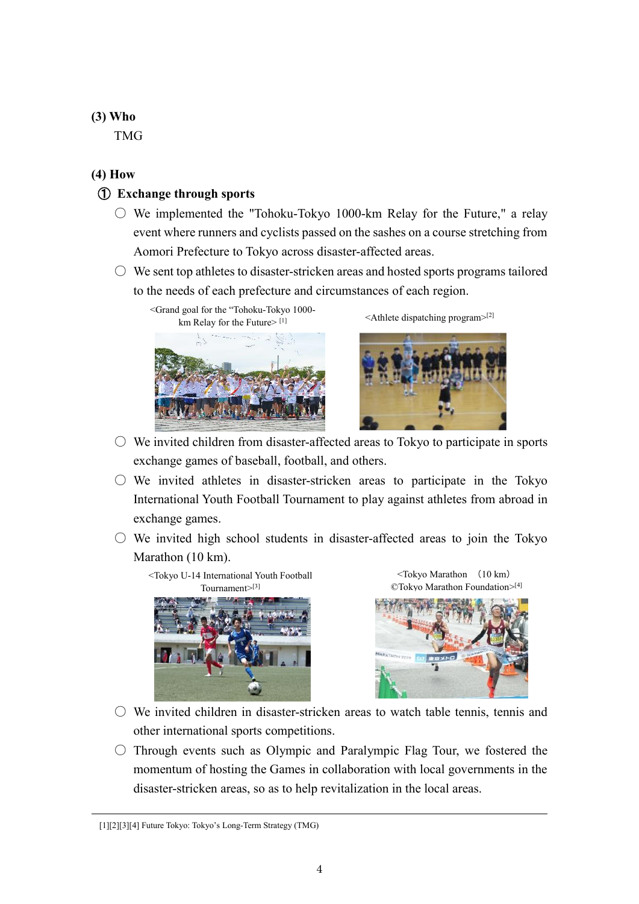### (3) Who

TMG

### (4) How

#### ① Exchange through sports

- ○ We implemented the "Tohoku-Tokyo 1000-km Relay for the Future," a relay event where runners and cyclists passed on the sashes on a course stretching from Aomori Prefecture to Tokyo across disaster-affected areas.
- ○ We sent top athletes to disaster-stricken areas and hosted sports programs tailored to the needs of each prefecture and circumstances of each region.

<Grand goal for the "Tohoku-Tokyo 1000-km Relay for the Future> [1]

<Athlete dispatching program>[2]

- ○ We invited children from disaster-affected areas to Tokyo to participate in sports exchange games of baseball, football, and others.
- ○ We invited athletes in disaster-stricken areas to participate in the Tokyo International Youth Football Tournament to play against athletes from abroad in exchange games.
- ○ We invited high school students in disaster-affected areas to join the Tokyo Marathon (10 km).

<Tokyo U-14 International Youth Football Tournament>[3]

<Tokyo Marathon （10 km） ©Tokyo Marathon Foundation>[4]

- ○ We invited children in disaster-stricken areas to watch table tennis, tennis and other international sports competitions.
- ○ Through events such as Olympic and Paralympic Flag Tour, we fostered the momentum of hosting the Games in collaboration with local governments in the disaster-stricken areas, so as to help revitalization in the local areas.

---

[1][2][3][4] Future Tokyo: Tokyo's Long-Term Strategy (TMG)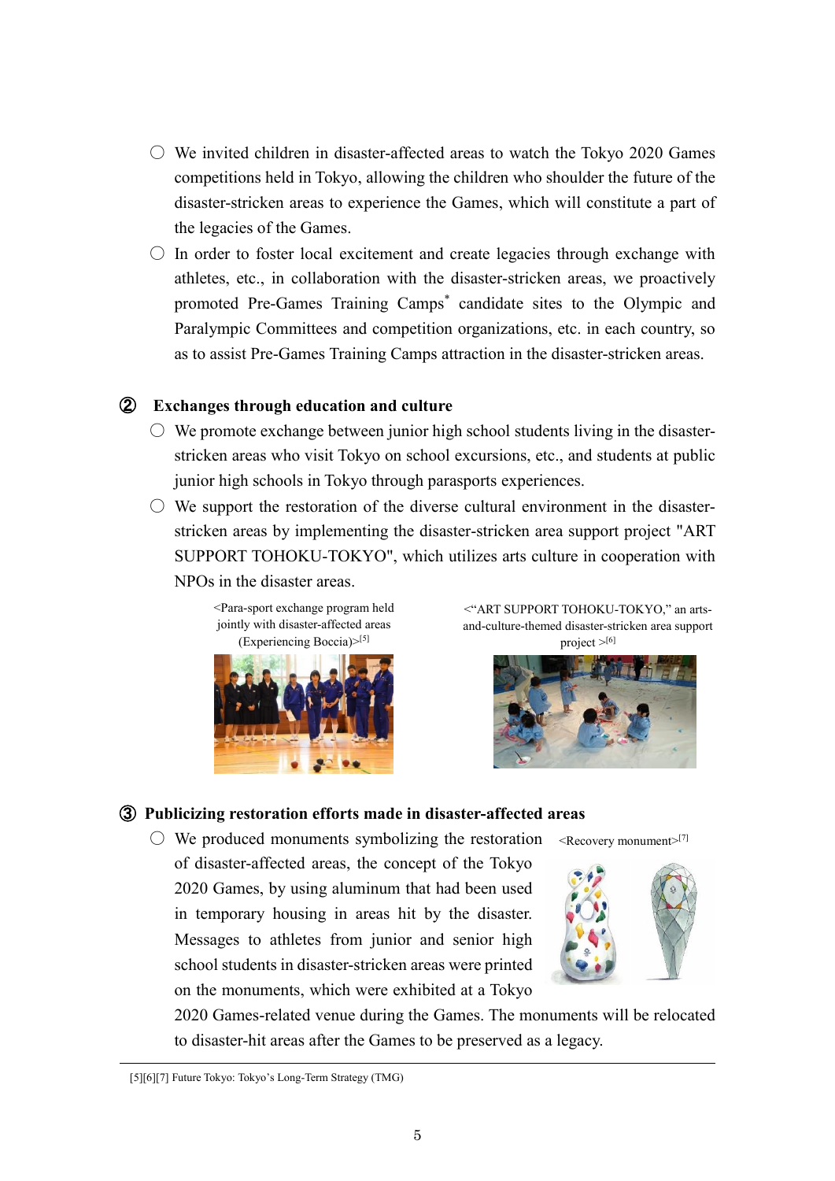- ○ We invited children in disaster-affected areas to watch the Tokyo 2020 Games competitions held in Tokyo, allowing the children who shoulder the future of the disaster-stricken areas to experience the Games, which will constitute a part of the legacies of the Games.
- ○ In order to foster local excitement and create legacies through exchange with athletes, etc., in collaboration with the disaster-stricken areas, we proactively promoted Pre-Games Training Camps* candidate sites to the Olympic and Paralympic Committees and competition organizations, etc. in each country, so as to assist Pre-Games Training Camps attraction in the disaster-stricken areas.

### ② Exchanges through education and culture

- ○ We promote exchange between junior high school students living in the disaster-stricken areas who visit Tokyo on school excursions, etc., and students at public junior high schools in Tokyo through parasports experiences.
- ○ We support the restoration of the diverse cultural environment in the disaster-stricken areas by implementing the disaster-stricken area support project "ART SUPPORT TOHOKU-TOKYO", which utilizes arts culture in cooperation with NPOs in the disaster areas.

<Para-sport exchange program held jointly with disaster-affected areas (Experiencing Boccia)>[5]

<"ART SUPPORT TOHOKU-TOKYO," an arts-and-culture-themed disaster-stricken area support project >[6]

### ③ Publicizing restoration efforts made in disaster-affected areas

- ○ We produced monuments symbolizing the restoration of disaster-affected areas, the concept of the Tokyo 2020 Games, by using aluminum that had been used in temporary housing in areas hit by the disaster. Messages to athletes from junior and senior high school students in disaster-stricken areas were printed on the monuments, which were exhibited at a Tokyo 2020 Games-related venue during the Games. The monuments will be relocated to disaster-hit areas after the Games to be preserved as a legacy.

<Recovery monument>[7]

---

[5][6][7] Future Tokyo: Tokyo's Long-Term Strategy (TMG)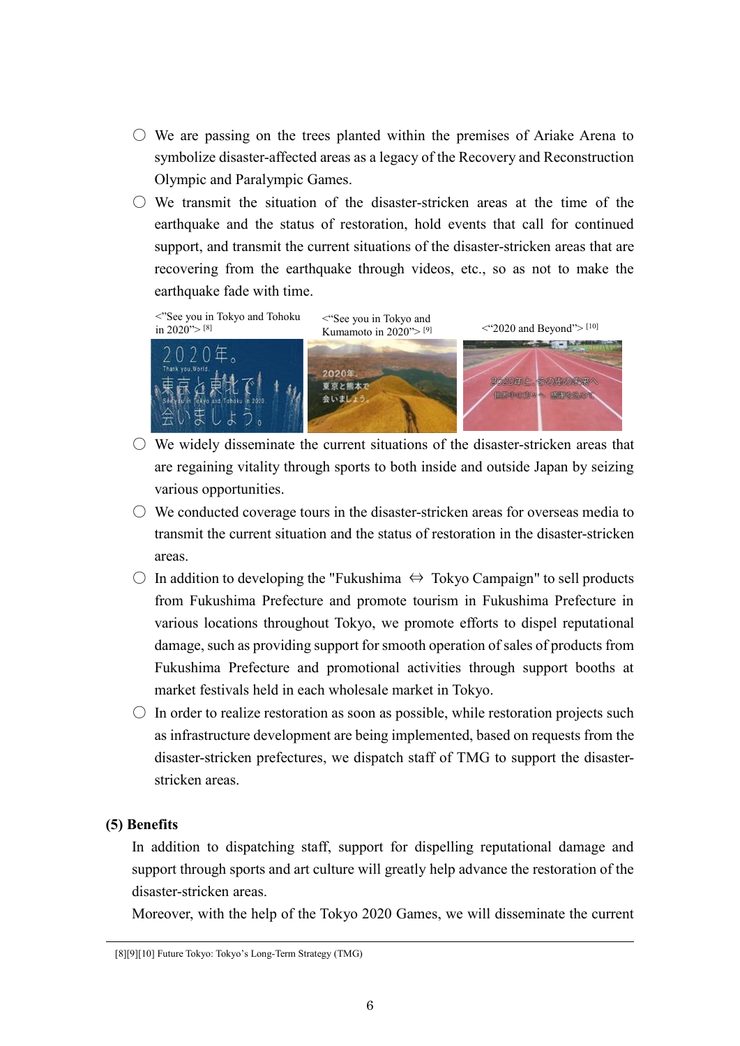- ○ We are passing on the trees planted within the premises of Ariake Arena to symbolize disaster-affected areas as a legacy of the Recovery and Reconstruction Olympic and Paralympic Games.
- ○ We transmit the situation of the disaster-stricken areas at the time of the earthquake and the status of restoration, hold events that call for continued support, and transmit the current situations of the disaster-stricken areas that are recovering from the earthquake through videos, etc., so as not to make the earthquake fade with time.

<"See you in Tokyo and Tohoku in 2020"> [8]

<"See you in Tokyo and Kumamoto in 2020"> [9]

<"2020 and Beyond"> [10]

- ○ We widely disseminate the current situations of the disaster-stricken areas that are regaining vitality through sports to both inside and outside Japan by seizing various opportunities.
- ○ We conducted coverage tours in the disaster-stricken areas for overseas media to transmit the current situation and the status of restoration in the disaster-stricken areas.
- ○ In addition to developing the "Fukushima ⇔ Tokyo Campaign" to sell products from Fukushima Prefecture and promote tourism in Fukushima Prefecture in various locations throughout Tokyo, we promote efforts to dispel reputational damage, such as providing support for smooth operation of sales of products from Fukushima Prefecture and promotional activities through support booths at market festivals held in each wholesale market in Tokyo.
- ○ In order to realize restoration as soon as possible, while restoration projects such as infrastructure development are being implemented, based on requests from the disaster-stricken prefectures, we dispatch staff of TMG to support the disaster-stricken areas.

**(5) Benefits**

In addition to dispatching staff, support for dispelling reputational damage and support through sports and art culture will greatly help advance the restoration of the disaster-stricken areas.

Moreover, with the help of the Tokyo 2020 Games, we will disseminate the current

[8][9][10] Future Tokyo: Tokyo's Long-Term Strategy (TMG)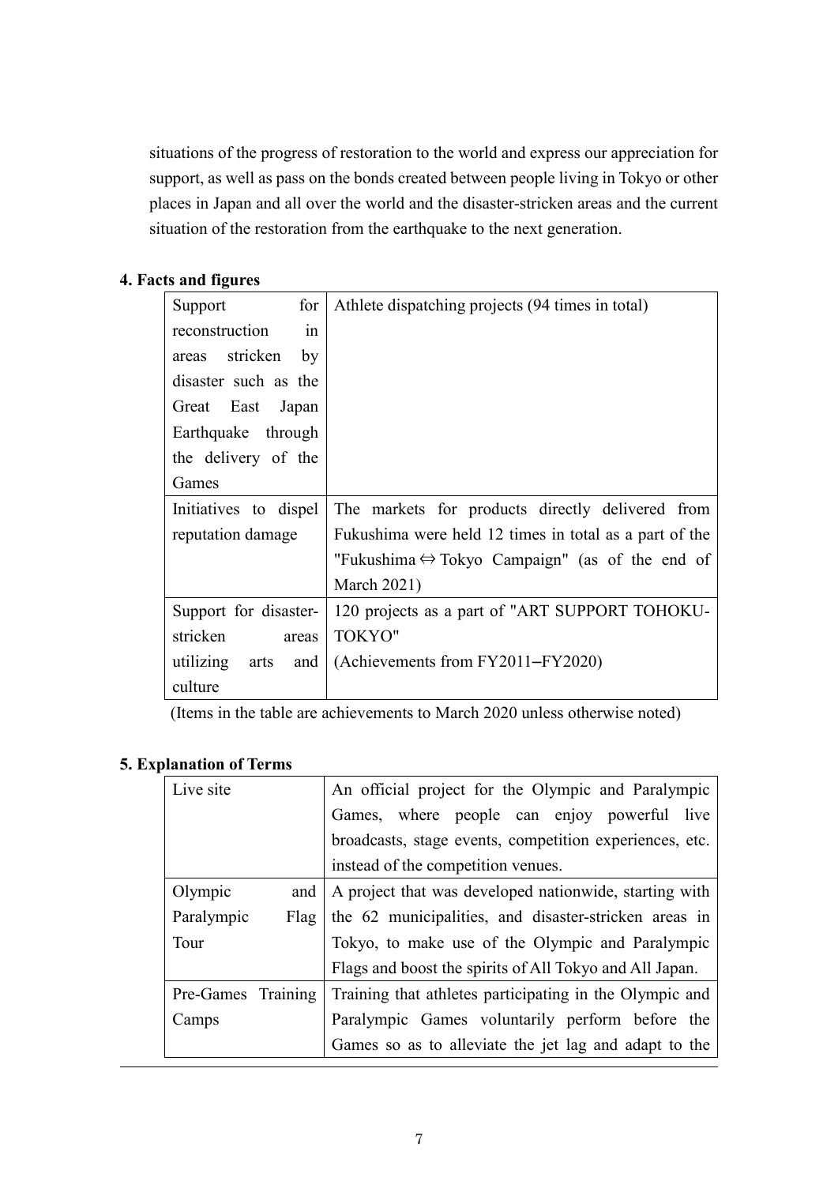situations of the progress of restoration to the world and express our appreciation for support, as well as pass on the bonds created between people living in Tokyo or other places in Japan and all over the world and the disaster-stricken areas and the current situation of the restoration from the earthquake to the next generation.

**4. Facts and figures**

| | |
|---|---|
| Support for reconstruction in areas stricken by disaster such as the Great East Japan Earthquake through the delivery of the Games | Athlete dispatching projects (94 times in total) |
| Initiatives to dispel reputation damage | The markets for products directly delivered from Fukushima were held 12 times in total as a part of the "Fukushima ⇔ Tokyo Campaign" (as of the end of March 2021) |
| Support for disaster-stricken areas utilizing arts and culture | 120 projects as a part of "ART SUPPORT TOHOKU-TOKYO" (Achievements from FY2011–FY2020) |

(Items in the table are achievements to March 2020 unless otherwise noted)

**5. Explanation of Terms**

| | |
|---|---|
| Live site | An official project for the Olympic and Paralympic Games, where people can enjoy powerful live broadcasts, stage events, competition experiences, etc. instead of the competition venues. |
| Olympic and Paralympic Flag Tour | A project that was developed nationwide, starting with the 62 municipalities, and disaster-stricken areas in Tokyo, to make use of the Olympic and Paralympic Flags and boost the spirits of All Tokyo and All Japan. |
| Pre-Games Training Camps | Training that athletes participating in the Olympic and Paralympic Games voluntarily perform before the Games so as to alleviate the jet lag and adapt to the |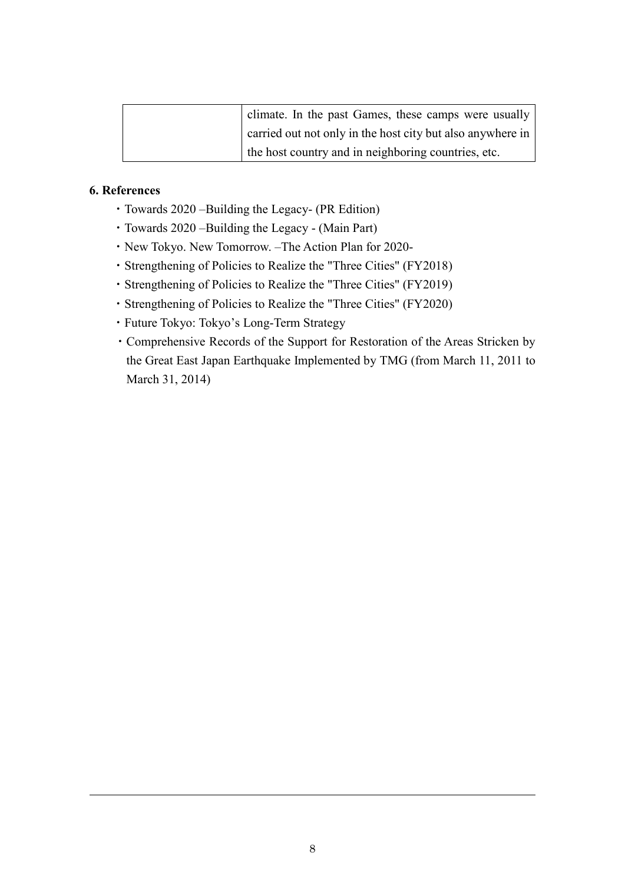| | |
|---|---|
| | climate. In the past Games, these camps were usually carried out not only in the host city but also anywhere in the host country and in neighboring countries, etc. |

**6. References**

- Towards 2020 –Building the Legacy- (PR Edition)
- Towards 2020 –Building the Legacy - (Main Part)
- New Tokyo. New Tomorrow. –The Action Plan for 2020-
- Strengthening of Policies to Realize the "Three Cities" (FY2018)
- Strengthening of Policies to Realize the "Three Cities" (FY2019)
- Strengthening of Policies to Realize the "Three Cities" (FY2020)
- Future Tokyo: Tokyo's Long-Term Strategy
- Comprehensive Records of the Support for Restoration of the Areas Stricken by the Great East Japan Earthquake Implemented by TMG (from March 11, 2011 to March 31, 2014)